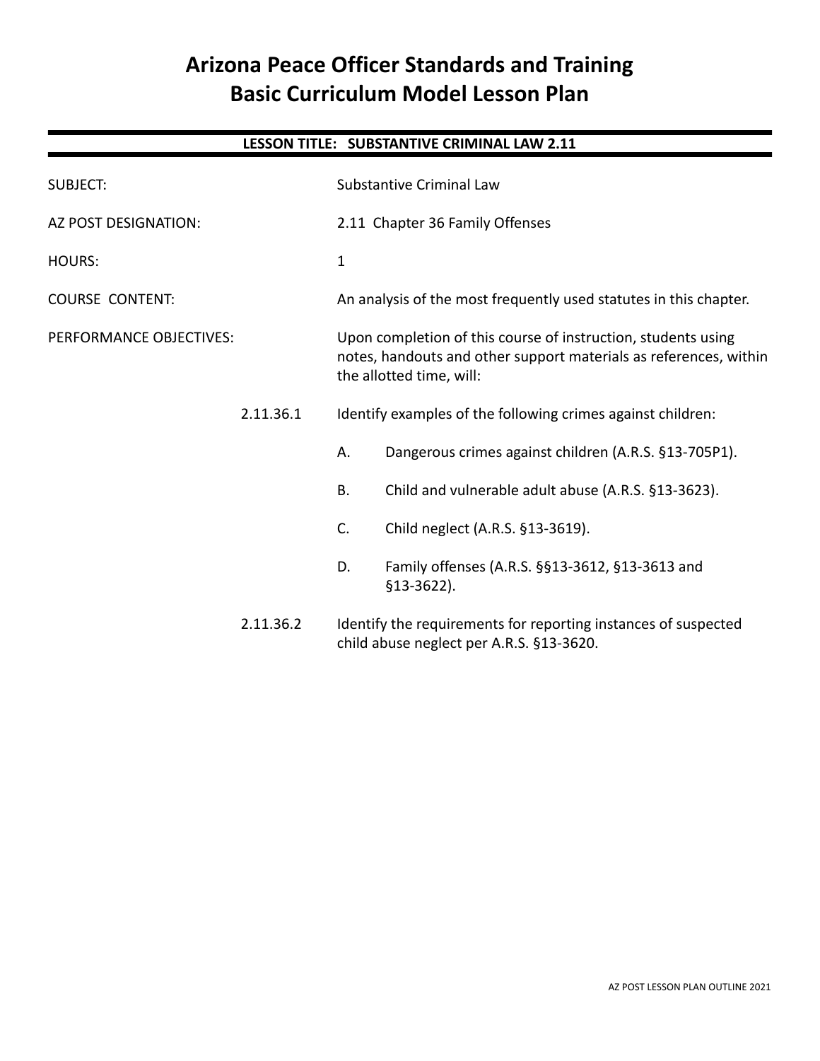# Arizona Peace Officer Standards and Training
# Basic Curriculum Model Lesson Plan

**LESSON TITLE: SUBSTANTIVE CRIMINAL LAW 2.11**

SUBJECT: Substantive Criminal Law

AZ POST DESIGNATION: 2.11 Chapter 36 Family Offenses

HOURS: 1

COURSE CONTENT: An analysis of the most frequently used statutes in this chapter.

PERFORMANCE OBJECTIVES: Upon completion of this course of instruction, students using notes, handouts and other support materials as references, within the allotted time, will:

2.11.36.1 Identify examples of the following crimes against children:

- A. Dangerous crimes against children (A.R.S. §13-705P1).
- B. Child and vulnerable adult abuse (A.R.S. §13-3623).
- C. Child neglect (A.R.S. §13-3619).
- D. Family offenses (A.R.S. §§13-3612, §13-3613 and §13-3622).

2.11.36.2 Identify the requirements for reporting instances of suspected child abuse neglect per A.R.S. §13-3620.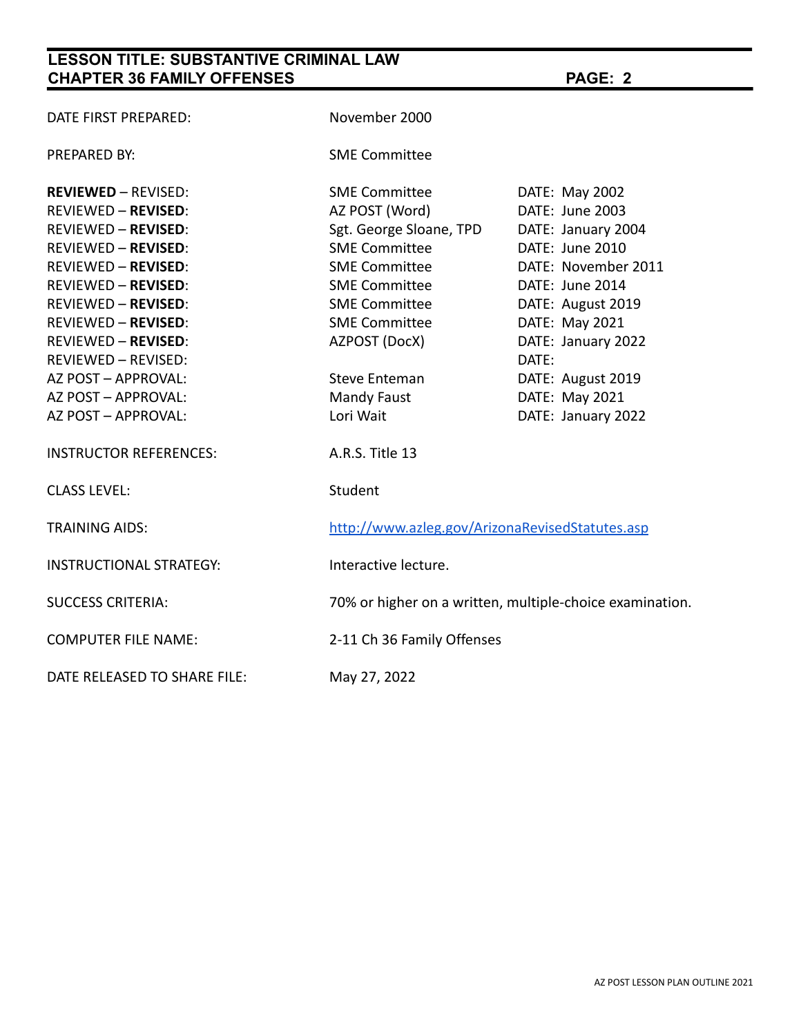| | | |
|---|---|---|
| DATE FIRST PREPARED: | November 2000 | |
| PREPARED BY: | SME Committee | |
| **REVIEWED** – REVISED: | SME Committee | DATE: May 2002 |
| REVIEWED – **REVISED**: | AZ POST (Word) | DATE: June 2003 |
| REVIEWED – **REVISED**: | Sgt. George Sloane, TPD | DATE: January 2004 |
| REVIEWED – **REVISED**: | SME Committee | DATE: June 2010 |
| REVIEWED – **REVISED**: | SME Committee | DATE: November 2011 |
| REVIEWED – **REVISED**: | SME Committee | DATE: June 2014 |
| REVIEWED – **REVISED**: | SME Committee | DATE: August 2019 |
| REVIEWED – **REVISED**: | SME Committee | DATE: May 2021 |
| REVIEWED – **REVISED**: | AZPOST (DocX) | DATE: January 2022 |
| REVIEWED – REVISED: | | DATE: |
| AZ POST – APPROVAL: | Steve Enteman | DATE: August 2019 |
| AZ POST – APPROVAL: | Mandy Faust | DATE: May 2021 |
| AZ POST – APPROVAL: | Lori Wait | DATE: January 2022 |
| INSTRUCTOR REFERENCES: | A.R.S. Title 13 | |
| CLASS LEVEL: | Student | |
| TRAINING AIDS: | http://www.azleg.gov/ArizonaRevisedStatutes.asp | |
| INSTRUCTIONAL STRATEGY: | Interactive lecture. | |
| SUCCESS CRITERIA: | 70% or higher on a written, multiple-choice examination. | |
| COMPUTER FILE NAME: | 2-11 Ch 36 Family Offenses | |
| DATE RELEASED TO SHARE FILE: | May 27, 2022 | |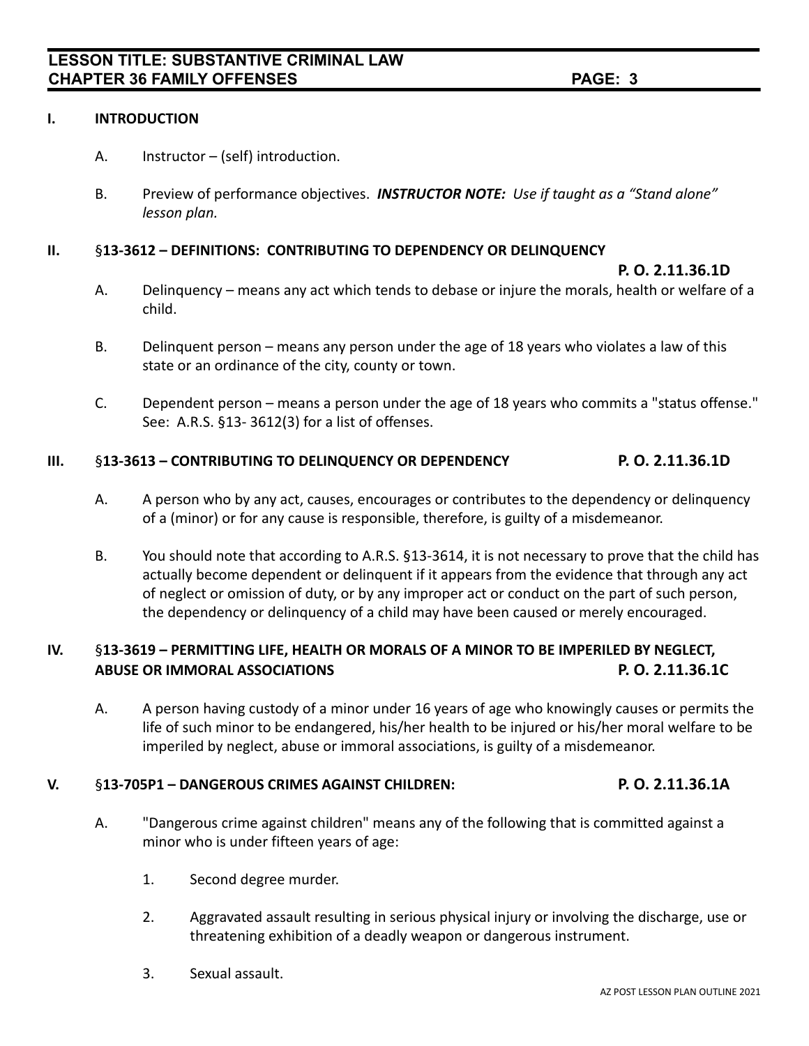## I. INTRODUCTION

A. Instructor – (self) introduction.

B. Preview of performance objectives. ***INSTRUCTOR NOTE:*** *Use if taught as a "Stand alone" lesson plan.*

## II. §13-3612 – DEFINITIONS: CONTRIBUTING TO DEPENDENCY OR DELINQUENCY

**P. O. 2.11.36.1D**

A. Delinquency – means any act which tends to debase or injure the morals, health or welfare of a child.

B. Delinquent person – means any person under the age of 18 years who violates a law of this state or an ordinance of the city, county or town.

C. Dependent person – means a person under the age of 18 years who commits a "status offense." See: A.R.S. §13- 3612(3) for a list of offenses.

## III. §13-3613 – CONTRIBUTING TO DELINQUENCY OR DEPENDENCY **P. O. 2.11.36.1D**

A. A person who by any act, causes, encourages or contributes to the dependency or delinquency of a (minor) or for any cause is responsible, therefore, is guilty of a misdemeanor.

B. You should note that according to A.R.S. §13-3614, it is not necessary to prove that the child has actually become dependent or delinquent if it appears from the evidence that through any act of neglect or omission of duty, or by any improper act or conduct on the part of such person, the dependency or delinquency of a child may have been caused or merely encouraged.

## IV. §13-3619 – PERMITTING LIFE, HEALTH OR MORALS OF A MINOR TO BE IMPERILED BY NEGLECT, ABUSE OR IMMORAL ASSOCIATIONS **P. O. 2.11.36.1C**

A. A person having custody of a minor under 16 years of age who knowingly causes or permits the life of such minor to be endangered, his/her health to be injured or his/her moral welfare to be imperiled by neglect, abuse or immoral associations, is guilty of a misdemeanor.

## V. §13-705P1 – DANGEROUS CRIMES AGAINST CHILDREN: **P. O. 2.11.36.1A**

A. "Dangerous crime against children" means any of the following that is committed against a minor who is under fifteen years of age:

1. Second degree murder.

2. Aggravated assault resulting in serious physical injury or involving the discharge, use or threatening exhibition of a deadly weapon or dangerous instrument.

3. Sexual assault.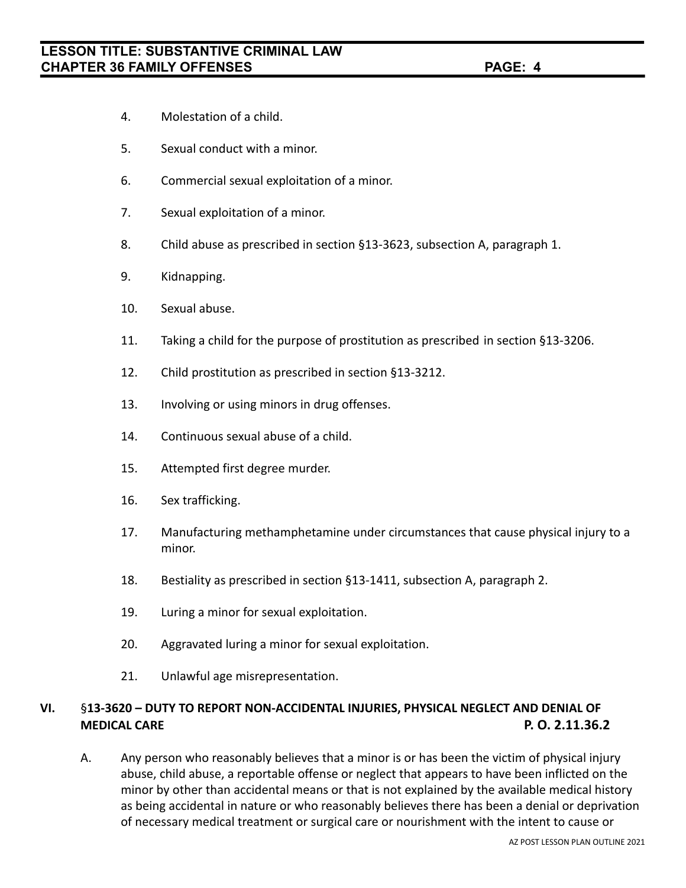4. Molestation of a child.

5. Sexual conduct with a minor.

6. Commercial sexual exploitation of a minor.

7. Sexual exploitation of a minor.

8. Child abuse as prescribed in section §13-3623, subsection A, paragraph 1.

9. Kidnapping.

10. Sexual abuse.

11. Taking a child for the purpose of prostitution as prescribed in section §13-3206.

12. Child prostitution as prescribed in section §13-3212.

13. Involving or using minors in drug offenses.

14. Continuous sexual abuse of a child.

15. Attempted first degree murder.

16. Sex trafficking.

17. Manufacturing methamphetamine under circumstances that cause physical injury to a minor.

18. Bestiality as prescribed in section §13-1411, subsection A, paragraph 2.

19. Luring a minor for sexual exploitation.

20. Aggravated luring a minor for sexual exploitation.

21. Unlawful age misrepresentation.

## VI. §13-3620 – DUTY TO REPORT NON-ACCIDENTAL INJURIES, PHYSICAL NEGLECT AND DENIAL OF MEDICAL CARE **P. O. 2.11.36.2**

A. Any person who reasonably believes that a minor is or has been the victim of physical injury abuse, child abuse, a reportable offense or neglect that appears to have been inflicted on the minor by other than accidental means or that is not explained by the available medical history as being accidental in nature or who reasonably believes there has been a denial or deprivation of necessary medical treatment or surgical care or nourishment with the intent to cause or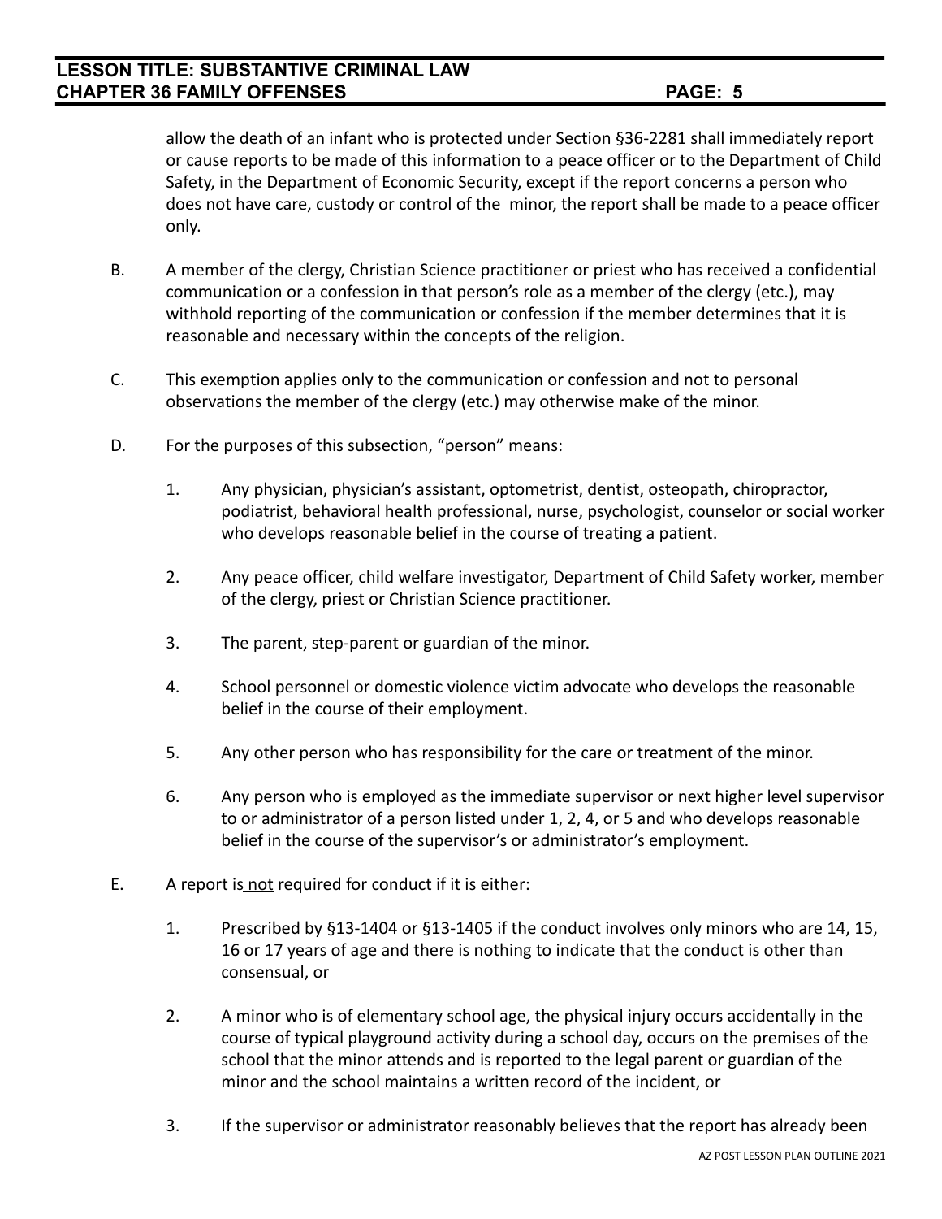allow the death of an infant who is protected under Section §36-2281 shall immediately report or cause reports to be made of this information to a peace officer or to the Department of Child Safety, in the Department of Economic Security, except if the report concerns a person who does not have care, custody or control of the minor, the report shall be made to a peace officer only.

B. A member of the clergy, Christian Science practitioner or priest who has received a confidential communication or a confession in that person's role as a member of the clergy (etc.), may withhold reporting of the communication or confession if the member determines that it is reasonable and necessary within the concepts of the religion.

C. This exemption applies only to the communication or confession and not to personal observations the member of the clergy (etc.) may otherwise make of the minor.

D. For the purposes of this subsection, "person" means:

1. Any physician, physician's assistant, optometrist, dentist, osteopath, chiropractor, podiatrist, behavioral health professional, nurse, psychologist, counselor or social worker who develops reasonable belief in the course of treating a patient.

2. Any peace officer, child welfare investigator, Department of Child Safety worker, member of the clergy, priest or Christian Science practitioner.

3. The parent, step-parent or guardian of the minor.

4. School personnel or domestic violence victim advocate who develops the reasonable belief in the course of their employment.

5. Any other person who has responsibility for the care or treatment of the minor.

6. Any person who is employed as the immediate supervisor or next higher level supervisor to or administrator of a person listed under 1, 2, 4, or 5 and who develops reasonable belief in the course of the supervisor's or administrator's employment.

E. A report is <u>not</u> required for conduct if it is either:

1. Prescribed by §13-1404 or §13-1405 if the conduct involves only minors who are 14, 15, 16 or 17 years of age and there is nothing to indicate that the conduct is other than consensual, or

2. A minor who is of elementary school age, the physical injury occurs accidentally in the course of typical playground activity during a school day, occurs on the premises of the school that the minor attends and is reported to the legal parent or guardian of the minor and the school maintains a written record of the incident, or

3. If the supervisor or administrator reasonably believes that the report has already been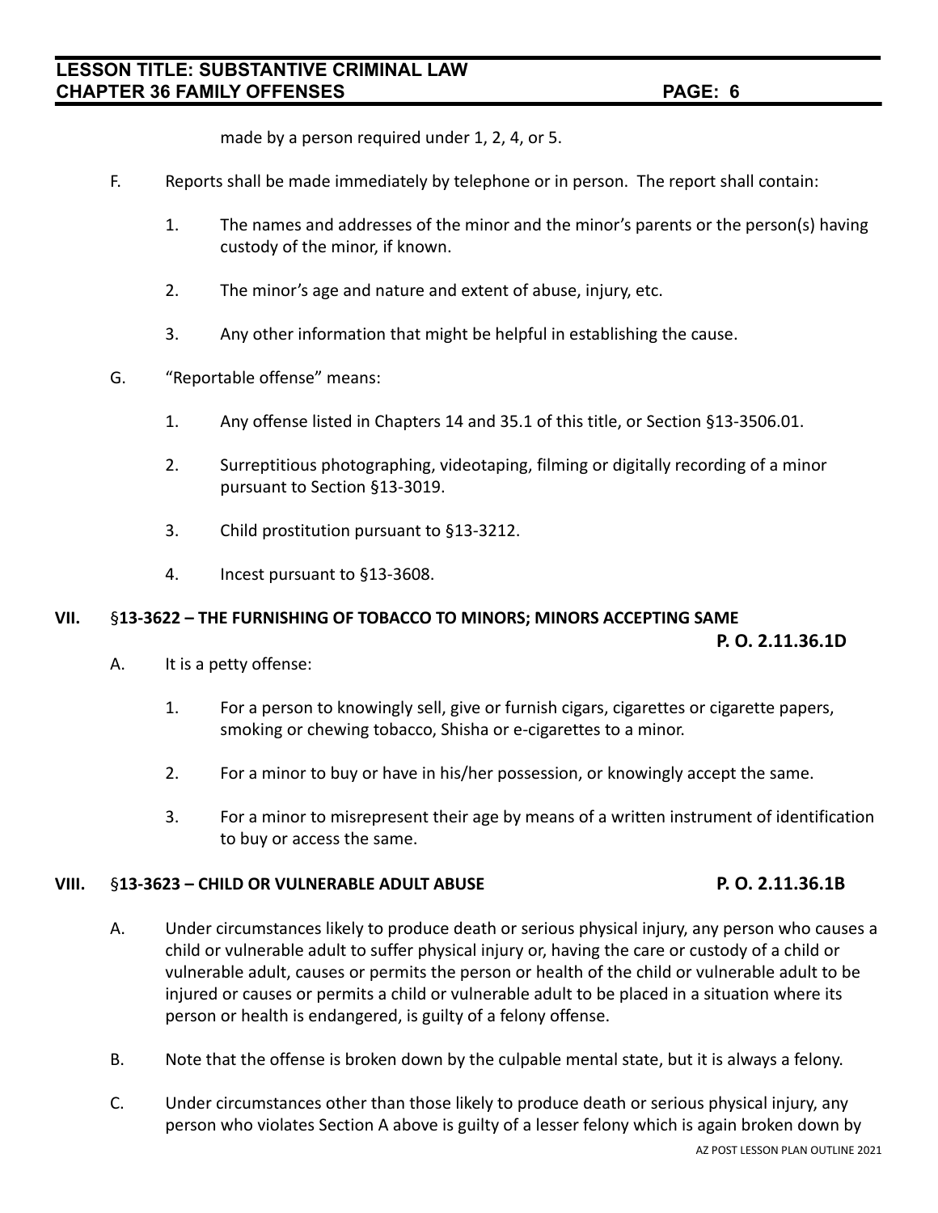made by a person required under 1, 2, 4, or 5.

F. Reports shall be made immediately by telephone or in person. The report shall contain:

1. The names and addresses of the minor and the minor's parents or the person(s) having custody of the minor, if known.

2. The minor's age and nature and extent of abuse, injury, etc.

3. Any other information that might be helpful in establishing the cause.

G. "Reportable offense" means:

1. Any offense listed in Chapters 14 and 35.1 of this title, or Section §13-3506.01.

2. Surreptitious photographing, videotaping, filming or digitally recording of a minor pursuant to Section §13-3019.

3. Child prostitution pursuant to §13-3212.

4. Incest pursuant to §13-3608.

## VII. §13-3622 – THE FURNISHING OF TOBACCO TO MINORS; MINORS ACCEPTING SAME

**P. O. 2.11.36.1D**

A. It is a petty offense:

1. For a person to knowingly sell, give or furnish cigars, cigarettes or cigarette papers, smoking or chewing tobacco, Shisha or e-cigarettes to a minor.

2. For a minor to buy or have in his/her possession, or knowingly accept the same.

3. For a minor to misrepresent their age by means of a written instrument of identification to buy or access the same.

## VIII. §13-3623 – CHILD OR VULNERABLE ADULT ABUSE

**P. O. 2.11.36.1B**

A. Under circumstances likely to produce death or serious physical injury, any person who causes a child or vulnerable adult to suffer physical injury or, having the care or custody of a child or vulnerable adult, causes or permits the person or health of the child or vulnerable adult to be injured or causes or permits a child or vulnerable adult to be placed in a situation where its person or health is endangered, is guilty of a felony offense.

B. Note that the offense is broken down by the culpable mental state, but it is always a felony.

C. Under circumstances other than those likely to produce death or serious physical injury, any person who violates Section A above is guilty of a lesser felony which is again broken down by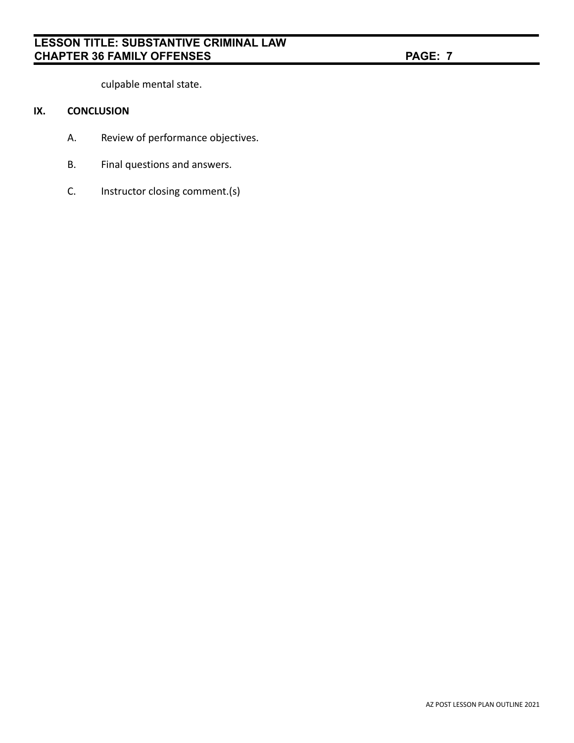culpable mental state.

## IX. CONCLUSION

A. Review of performance objectives.

B. Final questions and answers.

C. Instructor closing comment.(s)